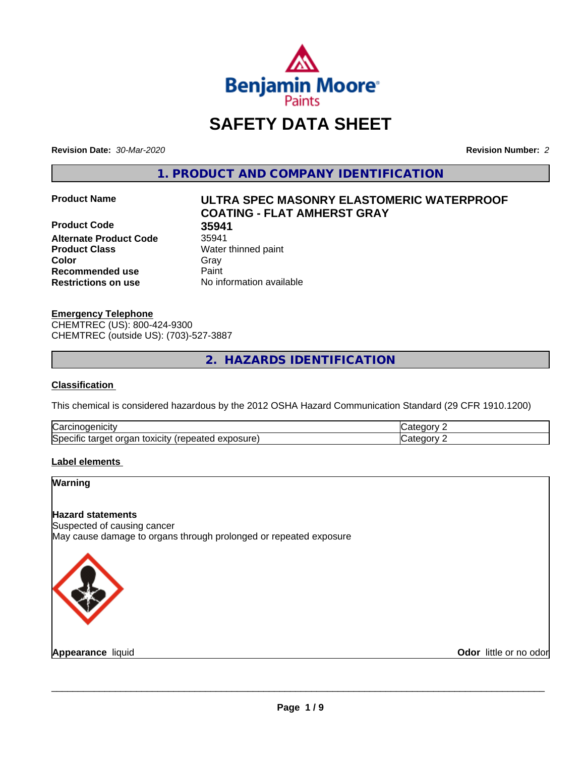# SAFETY DATA SHEET

**Revision Date:** *30-Mar-2020* **Revision Number:** *2*

## 1. PRODUCT AND COMPANY IDENTIFICATION

| | |
|---|---|
| **Product Name** | **ULTRA SPEC MASONRY ELASTOMERIC WATERPROOF COATING - FLAT AMHERST GRAY** |
| **Product Code** | **35941** |
| **Alternate Product Code** | 35941 |
| **Product Class** | Water thinned paint |
| **Color** | Gray |
| **Recommended use** | Paint |
| **Restrictions on use** | No information available |

**Emergency Telephone**
CHEMTREC (US): 800-424-9300
CHEMTREC (outside US): (703)-527-3887

## 2. HAZARDS IDENTIFICATION

**Classification**

This chemical is considered hazardous by the 2012 OSHA Hazard Communication Standard (29 CFR 1910.1200)

| | |
|---|---|
| Carcinogenicity | Category 2 |
| Specific target organ toxicity (repeated exposure) | Category 2 |

**Label elements**

**Warning**

**Hazard statements**
Suspected of causing cancer
May cause damage to organs through prolonged or repeated exposure

**Appearance** liquid **Odor** little or no odor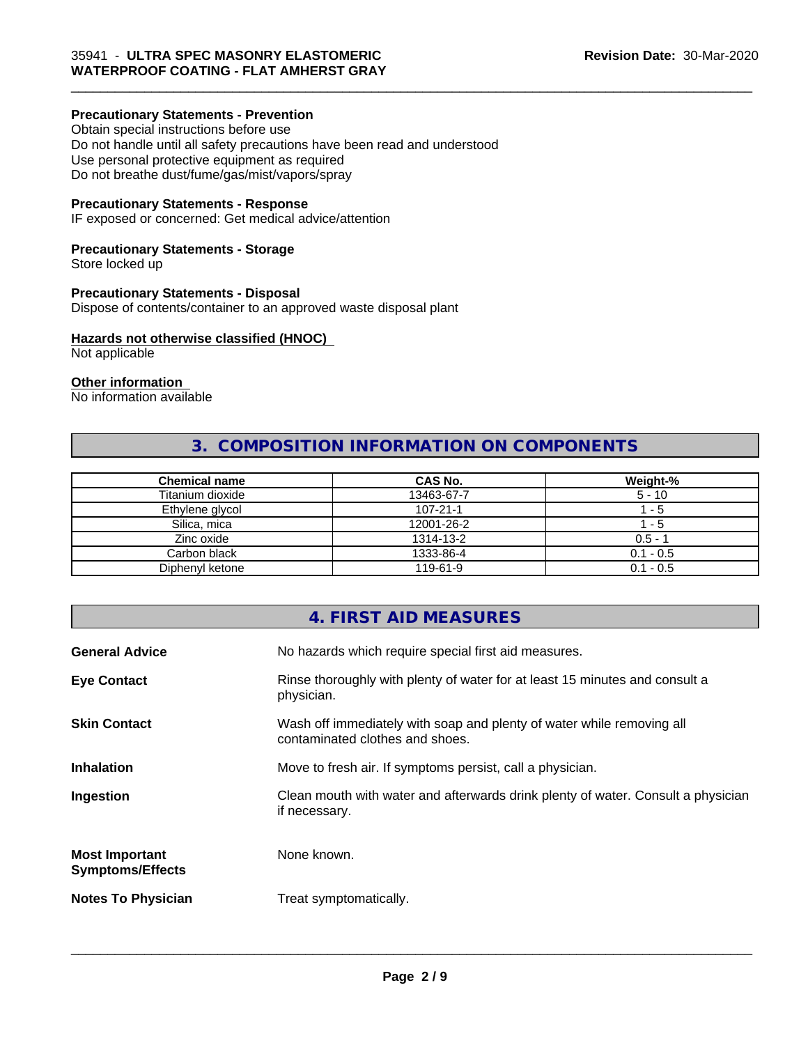**Precautionary Statements - Prevention**
Obtain special instructions before use
Do not handle until all safety precautions have been read and understood
Use personal protective equipment as required
Do not breathe dust/fume/gas/mist/vapors/spray

**Precautionary Statements - Response**
IF exposed or concerned: Get medical advice/attention

**Precautionary Statements - Storage**
Store locked up

**Precautionary Statements - Disposal**
Dispose of contents/container to an approved waste disposal plant

**Hazards not otherwise classified (HNOC)**
Not applicable

**Other information**
No information available

## 3. COMPOSITION INFORMATION ON COMPONENTS

| Chemical name | CAS No. | Weight-% |
|---|---|---|
| Titanium dioxide | 13463-67-7 | 5 - 10 |
| Ethylene glycol | 107-21-1 | 1 - 5 |
| Silica, mica | 12001-26-2 | 1 - 5 |
| Zinc oxide | 1314-13-2 | 0.5 - 1 |
| Carbon black | 1333-86-4 | 0.1 - 0.5 |
| Diphenyl ketone | 119-61-9 | 0.1 - 0.5 |

## 4. FIRST AID MEASURES

**General Advice** No hazards which require special first aid measures.

**Eye Contact** Rinse thoroughly with plenty of water for at least 15 minutes and consult a physician.

**Skin Contact** Wash off immediately with soap and plenty of water while removing all contaminated clothes and shoes.

**Inhalation** Move to fresh air. If symptoms persist, call a physician.

**Ingestion** Clean mouth with water and afterwards drink plenty of water. Consult a physician if necessary.

**Most Important Symptoms/Effects** None known.

**Notes To Physician** Treat symptomatically.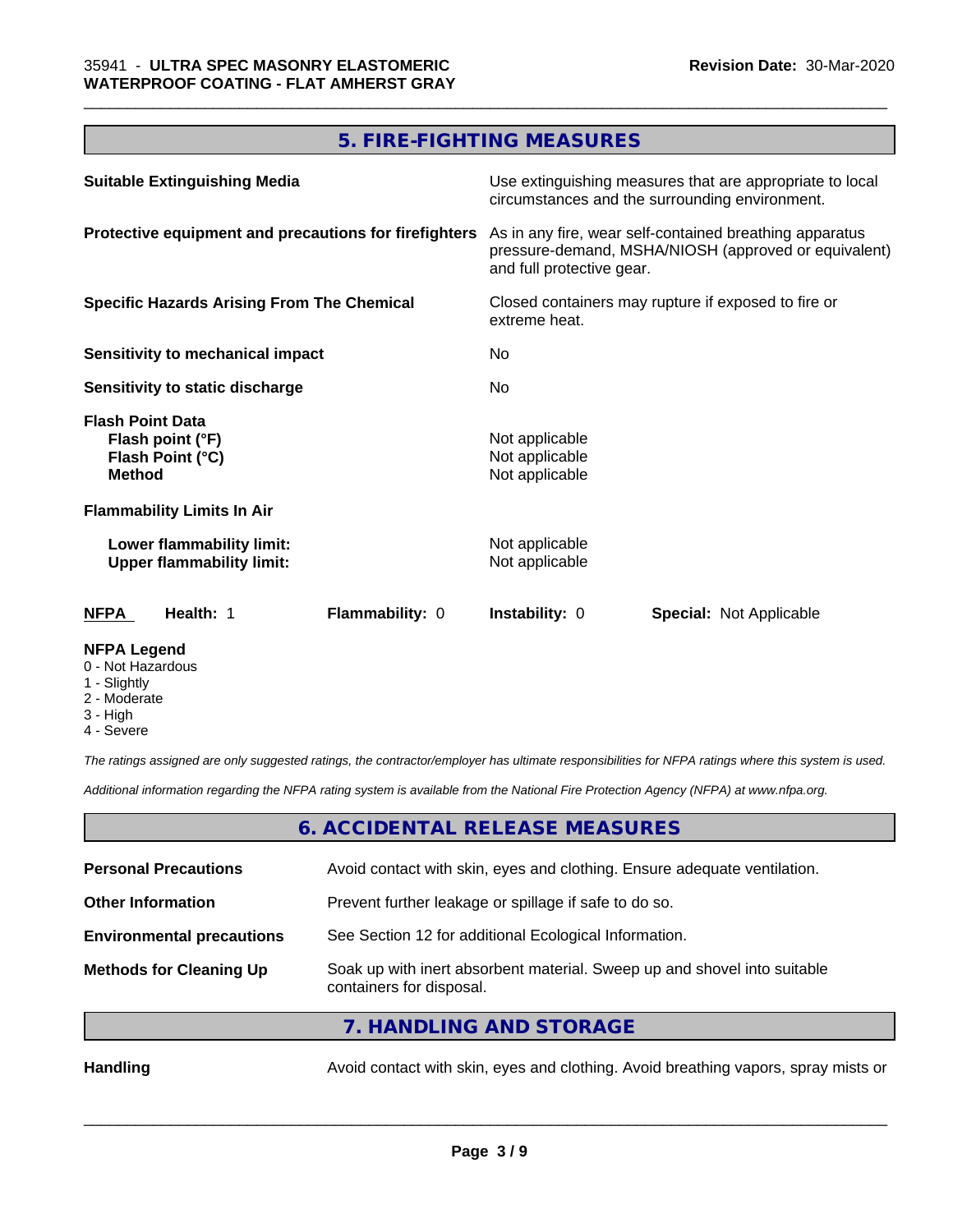## 5. FIRE-FIGHTING MEASURES

| | |
|---|---|
| **Suitable Extinguishing Media** | Use extinguishing measures that are appropriate to local circumstances and the surrounding environment. |
| **Protective equipment and precautions for firefighters** | As in any fire, wear self-contained breathing apparatus pressure-demand, MSHA/NIOSH (approved or equivalent) and full protective gear. |
| **Specific Hazards Arising From The Chemical** | Closed containers may rupture if exposed to fire or extreme heat. |
| **Sensitivity to mechanical impact** | No |
| **Sensitivity to static discharge** | No |

**Flash Point Data**

| | |
|---|---|
| **Flash point (°F)** | Not applicable |
| **Flash Point (°C)** | Not applicable |
| **Method** | Not applicable |

**Flammability Limits In Air**

| | |
|---|---|
| **Lower flammability limit:** | Not applicable |
| **Upper flammability limit:** | Not applicable |

| NFPA | Health: 1 | Flammability: 0 | Instability: 0 | Special: Not Applicable |
|---|---|---|---|---|

**NFPA Legend**
- 0 - Not Hazardous
- 1 - Slightly
- 2 - Moderate
- 3 - High
- 4 - Severe

*The ratings assigned are only suggested ratings, the contractor/employer has ultimate responsibilities for NFPA ratings where this system is used.*

*Additional information regarding the NFPA rating system is available from the National Fire Protection Agency (NFPA) at www.nfpa.org.*

## 6. ACCIDENTAL RELEASE MEASURES

| | |
|---|---|
| **Personal Precautions** | Avoid contact with skin, eyes and clothing. Ensure adequate ventilation. |
| **Other Information** | Prevent further leakage or spillage if safe to do so. |
| **Environmental precautions** | See Section 12 for additional Ecological Information. |
| **Methods for Cleaning Up** | Soak up with inert absorbent material. Sweep up and shovel into suitable containers for disposal. |

## 7. HANDLING AND STORAGE

| | |
|---|---|
| **Handling** | Avoid contact with skin, eyes and clothing. Avoid breathing vapors, spray mists or |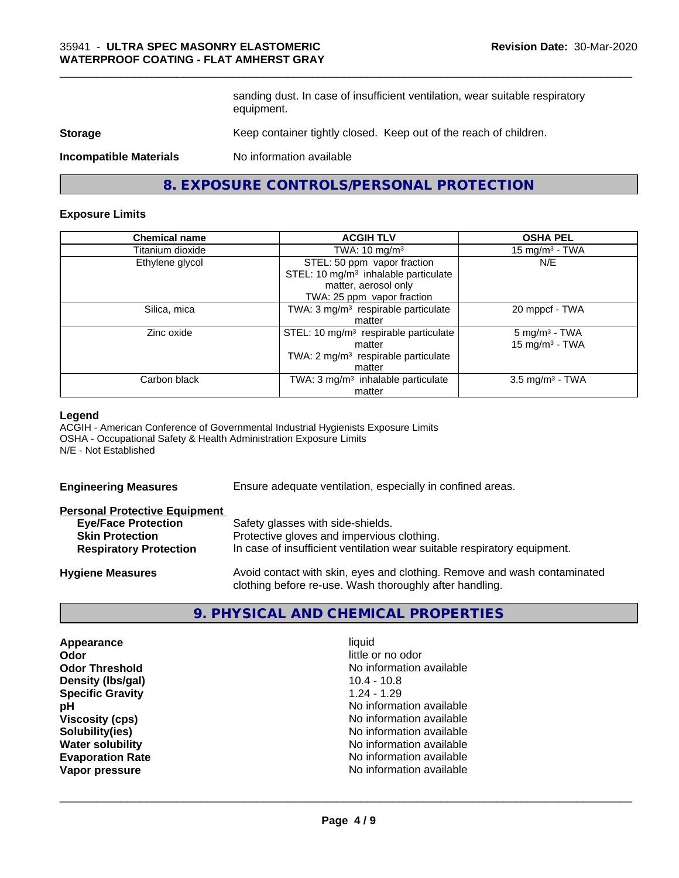sanding dust. In case of insufficient ventilation, wear suitable respiratory equipment.

**Storage** Keep container tightly closed. Keep out of the reach of children.

**Incompatible Materials** No information available

## 8. EXPOSURE CONTROLS/PERSONAL PROTECTION

### Exposure Limits

| Chemical name | ACGIH TLV | OSHA PEL |
|---|---|---|
| Titanium dioxide | TWA: 10 mg/m³ | 15 mg/m³ - TWA |
| Ethylene glycol | STEL: 50 ppm vapor fraction<br>STEL: 10 mg/m³ inhalable particulate matter, aerosol only<br>TWA: 25 ppm vapor fraction | N/E |
| Silica, mica | TWA: 3 mg/m³ respirable particulate matter | 20 mppcf - TWA |
| Zinc oxide | STEL: 10 mg/m³ respirable particulate matter<br>TWA: 2 mg/m³ respirable particulate matter | 5 mg/m³ - TWA<br>15 mg/m³ - TWA |
| Carbon black | TWA: 3 mg/m³ inhalable particulate matter | 3.5 mg/m³ - TWA |

**Legend**
ACGIH - American Conference of Governmental Industrial Hygienists Exposure Limits
OSHA - Occupational Safety & Health Administration Exposure Limits
N/E - Not Established

**Engineering Measures** Ensure adequate ventilation, especially in confined areas.

**Personal Protective Equipment**
- **Eye/Face Protection** Safety glasses with side-shields.
- **Skin Protection** Protective gloves and impervious clothing.
- **Respiratory Protection** In case of insufficient ventilation wear suitable respiratory equipment.

**Hygiene Measures** Avoid contact with skin, eyes and clothing. Remove and wash contaminated clothing before re-use. Wash thoroughly after handling.

## 9. PHYSICAL AND CHEMICAL PROPERTIES

| | |
|---|---|
| **Appearance** | liquid |
| **Odor** | little or no odor |
| **Odor Threshold** | No information available |
| **Density (lbs/gal)** | 10.4 - 10.8 |
| **Specific Gravity** | 1.24 - 1.29 |
| **pH** | No information available |
| **Viscosity (cps)** | No information available |
| **Solubility(ies)** | No information available |
| **Water solubility** | No information available |
| **Evaporation Rate** | No information available |
| **Vapor pressure** | No information available |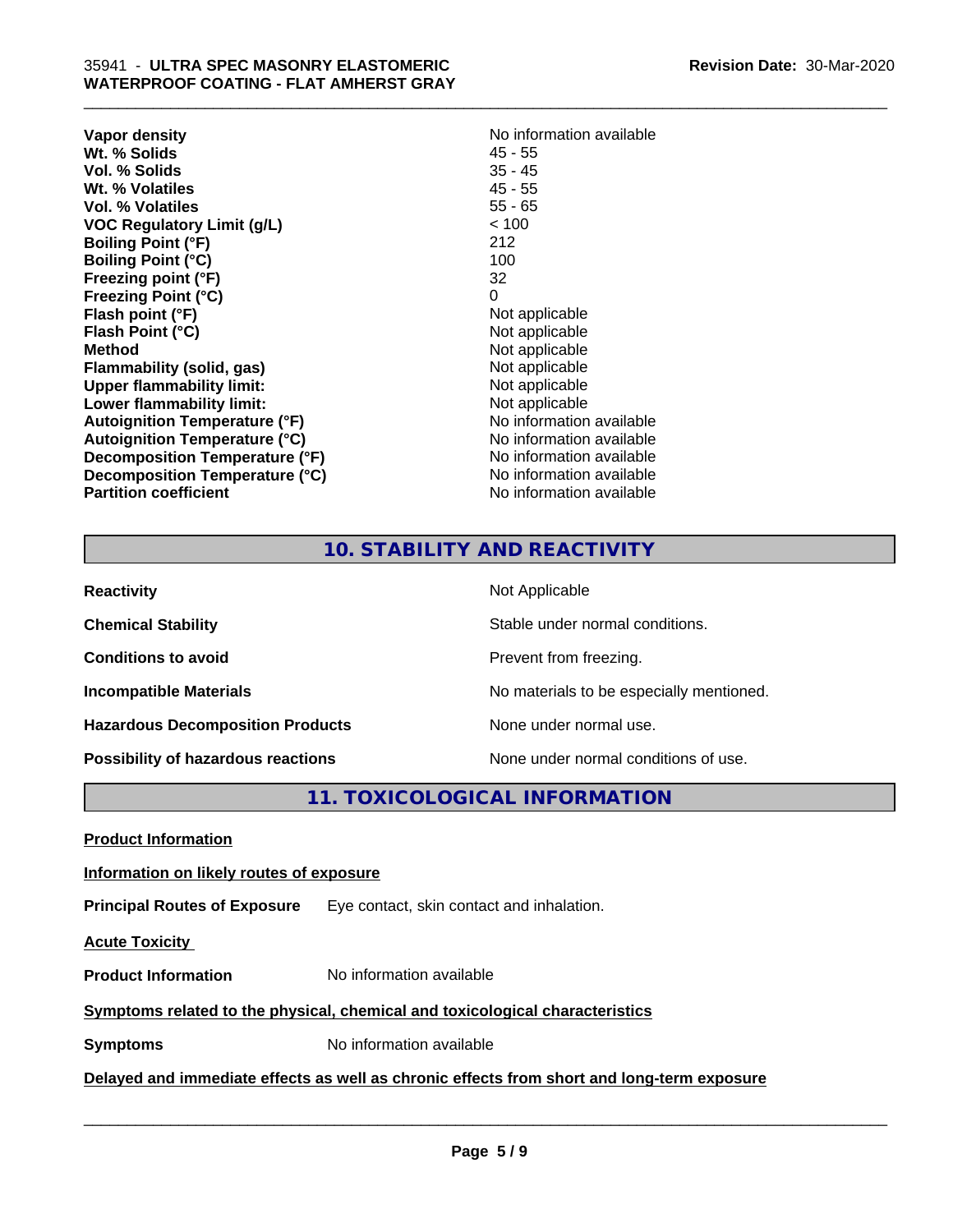| | |
|---|---|
| **Vapor density** | No information available |
| **Wt. % Solids** | 45 - 55 |
| **Vol. % Solids** | 35 - 45 |
| **Wt. % Volatiles** | 45 - 55 |
| **Vol. % Volatiles** | 55 - 65 |
| **VOC Regulatory Limit (g/L)** | < 100 |
| **Boiling Point (°F)** | 212 |
| **Boiling Point (°C)** | 100 |
| **Freezing point (°F)** | 32 |
| **Freezing Point (°C)** | 0 |
| **Flash point (°F)** | Not applicable |
| **Flash Point (°C)** | Not applicable |
| **Method** | Not applicable |
| **Flammability (solid, gas)** | Not applicable |
| **Upper flammability limit:** | Not applicable |
| **Lower flammability limit:** | Not applicable |
| **Autoignition Temperature (°F)** | No information available |
| **Autoignition Temperature (°C)** | No information available |
| **Decomposition Temperature (°F)** | No information available |
| **Decomposition Temperature (°C)** | No information available |
| **Partition coefficient** | No information available |

## 10. STABILITY AND REACTIVITY

| | |
|---|---|
| **Reactivity** | Not Applicable |
| **Chemical Stability** | Stable under normal conditions. |
| **Conditions to avoid** | Prevent from freezing. |
| **Incompatible Materials** | No materials to be especially mentioned. |
| **Hazardous Decomposition Products** | None under normal use. |
| **Possibility of hazardous reactions** | None under normal conditions of use. |

## 11. TOXICOLOGICAL INFORMATION

**Product Information**

**Information on likely routes of exposure**

**Principal Routes of Exposure** Eye contact, skin contact and inhalation.

**Acute Toxicity**

**Product Information** No information available

**Symptoms related to the physical, chemical and toxicological characteristics**

**Symptoms** No information available

**Delayed and immediate effects as well as chronic effects from short and long-term exposure**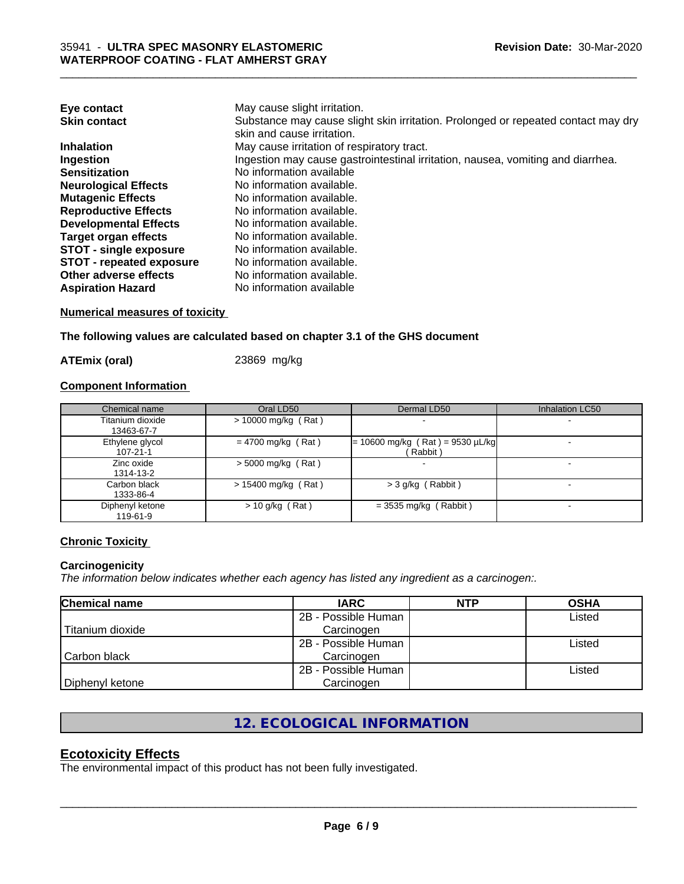| | |
|---|---|
| **Eye contact** | May cause slight irritation. |
| **Skin contact** | Substance may cause slight skin irritation. Prolonged or repeated contact may dry skin and cause irritation. |
| **Inhalation** | May cause irritation of respiratory tract. |
| **Ingestion** | Ingestion may cause gastrointestinal irritation, nausea, vomiting and diarrhea. |
| **Sensitization** | No information available |
| **Neurological Effects** | No information available. |
| **Mutagenic Effects** | No information available. |
| **Reproductive Effects** | No information available. |
| **Developmental Effects** | No information available. |
| **Target organ effects** | No information available. |
| **STOT - single exposure** | No information available. |
| **STOT - repeated exposure** | No information available. |
| **Other adverse effects** | No information available. |
| **Aspiration Hazard** | No information available |

**Numerical measures of toxicity**

**The following values are calculated based on chapter 3.1 of the GHS document**

**ATEmix (oral)** 23869 mg/kg

**Component Information**

| Chemical name | Oral LD50 | Dermal LD50 | Inhalation LC50 |
|---|---|---|---|
| Titanium dioxide 13463-67-7 | > 10000 mg/kg ( Rat ) | - | - |
| Ethylene glycol 107-21-1 | = 4700 mg/kg ( Rat ) | = 10600 mg/kg ( Rat ) = 9530 µL/kg ( Rabbit ) | - |
| Zinc oxide 1314-13-2 | > 5000 mg/kg ( Rat ) | - | - |
| Carbon black 1333-86-4 | > 15400 mg/kg ( Rat ) | > 3 g/kg ( Rabbit ) | - |
| Diphenyl ketone 119-61-9 | > 10 g/kg ( Rat ) | = 3535 mg/kg ( Rabbit ) | - |

**Chronic Toxicity**

**Carcinogenicity**

*The information below indicates whether each agency has listed any ingredient as a carcinogen:.*

| Chemical name | IARC | NTP | OSHA |
|---|---|---|---|
| Titanium dioxide | 2B - Possible Human Carcinogen | | Listed |
| Carbon black | 2B - Possible Human Carcinogen | | Listed |
| Diphenyl ketone | 2B - Possible Human Carcinogen | | Listed |

# 12. ECOLOGICAL INFORMATION

## Ecotoxicity Effects

The environmental impact of this product has not been fully investigated.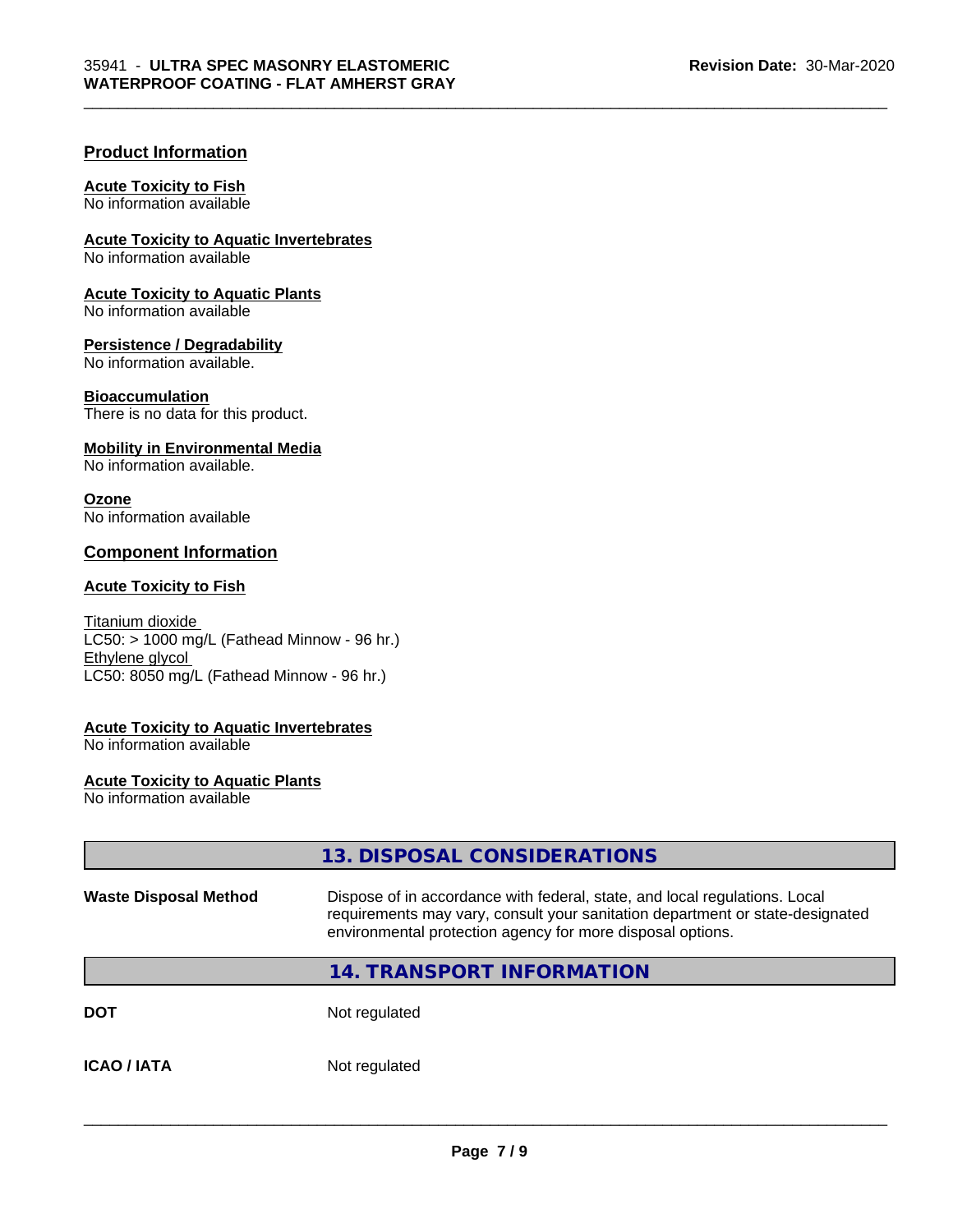### Product Information

**Acute Toxicity to Fish**
No information available

**Acute Toxicity to Aquatic Invertebrates**
No information available

**Acute Toxicity to Aquatic Plants**
No information available

**Persistence / Degradability**
No information available.

**Bioaccumulation**
There is no data for this product.

**Mobility in Environmental Media**
No information available.

**Ozone**
No information available

### Component Information

**Acute Toxicity to Fish**

Titanium dioxide
LC50: > 1000 mg/L (Fathead Minnow - 96 hr.)
Ethylene glycol
LC50: 8050 mg/L (Fathead Minnow - 96 hr.)

**Acute Toxicity to Aquatic Invertebrates**
No information available

**Acute Toxicity to Aquatic Plants**
No information available

## 13. DISPOSAL CONSIDERATIONS

**Waste Disposal Method** — Dispose of in accordance with federal, state, and local regulations. Local requirements may vary, consult your sanitation department or state-designated environmental protection agency for more disposal options.

## 14. TRANSPORT INFORMATION

**DOT** — Not regulated

**ICAO / IATA** — Not regulated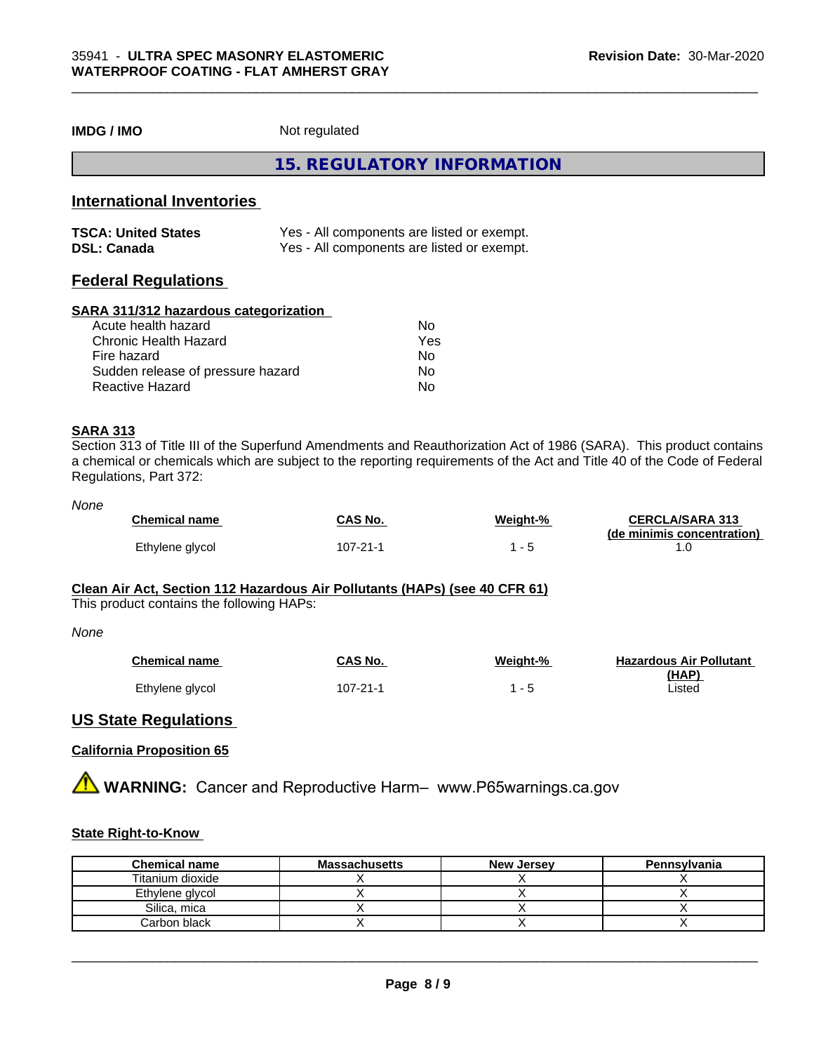**IMDG / IMO** Not regulated

## 15. REGULATORY INFORMATION

### International Inventories

**TSCA: United States** Yes - All components are listed or exempt.
**DSL: Canada** Yes - All components are listed or exempt.

### Federal Regulations

**SARA 311/312 hazardous categorization**

| | |
|---|---|
| Acute health hazard | No |
| Chronic Health Hazard | Yes |
| Fire hazard | No |
| Sudden release of pressure hazard | No |
| Reactive Hazard | No |

**SARA 313**

Section 313 of Title III of the Superfund Amendments and Reauthorization Act of 1986 (SARA). This product contains a chemical or chemicals which are subject to the reporting requirements of the Act and Title 40 of the Code of Federal Regulations, Part 372:

*None*

| Chemical name | CAS No. | Weight-% | CERCLA/SARA 313 (de minimis concentration) |
|---|---|---|---|
| Ethylene glycol | 107-21-1 | 1 - 5 | 1.0 |

**Clean Air Act, Section 112 Hazardous Air Pollutants (HAPs) (see 40 CFR 61)**

This product contains the following HAPs:

*None*

| Chemical name | CAS No. | Weight-% | Hazardous Air Pollutant (HAP) |
|---|---|---|---|
| Ethylene glycol | 107-21-1 | 1 - 5 | Listed |

### US State Regulations

**California Proposition 65**

⚠ **WARNING:** Cancer and Reproductive Harm– www.P65warnings.ca.gov

**State Right-to-Know**

| Chemical name | Massachusetts | New Jersey | Pennsylvania |
|---|---|---|---|
| Titanium dioxide | X | X | X |
| Ethylene glycol | X | X | X |
| Silica, mica | X | X | X |
| Carbon black | X | X | X |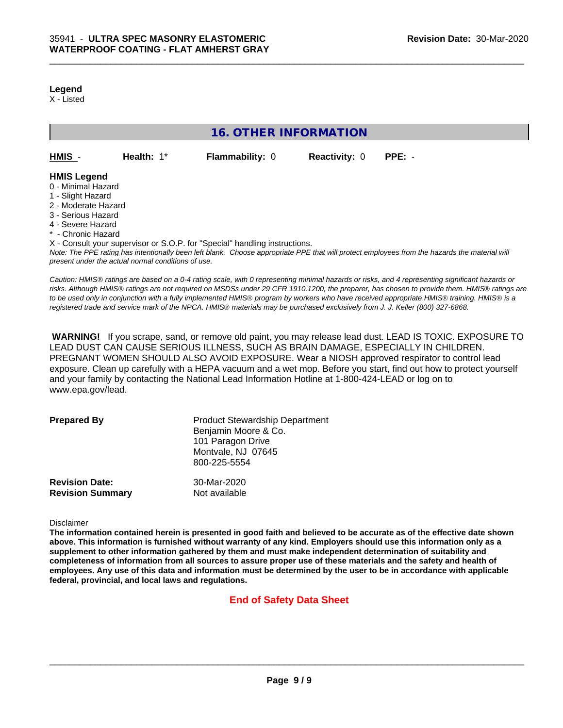**Legend**
X - Listed

## 16. OTHER INFORMATION

| HMIS - | Health: 1* | Flammability: 0 | Reactivity: 0 | PPE: - |
| --- | --- | --- | --- | --- |

**HMIS Legend**
0 - Minimal Hazard
1 - Slight Hazard
2 - Moderate Hazard
3 - Serious Hazard
4 - Severe Hazard
* - Chronic Hazard
X - Consult your supervisor or S.O.P. for "Special" handling instructions.

*Note: The PPE rating has intentionally been left blank. Choose appropriate PPE that will protect employees from the hazards the material will present under the actual normal conditions of use.*

*Caution: HMIS® ratings are based on a 0-4 rating scale, with 0 representing minimal hazards or risks, and 4 representing significant hazards or risks. Although HMIS® ratings are not required on MSDSs under 29 CFR 1910.1200, the preparer, has chosen to provide them. HMIS® ratings are to be used only in conjunction with a fully implemented HMIS® program by workers who have received appropriate HMIS® training. HMIS® is a registered trade and service mark of the NPCA. HMIS® materials may be purchased exclusively from J. J. Keller (800) 327-6868.*

**WARNING!** If you scrape, sand, or remove old paint, you may release lead dust. LEAD IS TOXIC. EXPOSURE TO LEAD DUST CAN CAUSE SERIOUS ILLNESS, SUCH AS BRAIN DAMAGE, ESPECIALLY IN CHILDREN. PREGNANT WOMEN SHOULD ALSO AVOID EXPOSURE. Wear a NIOSH approved respirator to control lead exposure. Clean up carefully with a HEPA vacuum and a wet mop. Before you start, find out how to protect yourself and your family by contacting the National Lead Information Hotline at 1-800-424-LEAD or log on to www.epa.gov/lead.

| | |
| --- | --- |
| **Prepared By** | Product Stewardship Department<br>Benjamin Moore & Co.<br>101 Paragon Drive<br>Montvale, NJ 07645<br>800-225-5554 |
| **Revision Date:** | 30-Mar-2020 |
| **Revision Summary** | Not available |

Disclaimer
**The information contained herein is presented in good faith and believed to be accurate as of the effective date shown above. This information is furnished without warranty of any kind. Employers should use this information only as a supplement to other information gathered by them and must make independent determination of suitability and completeness of information from all sources to assure proper use of these materials and the safety and health of employees. Any use of this data and information must be determined by the user to be in accordance with applicable federal, provincial, and local laws and regulations.**

**End of Safety Data Sheet**